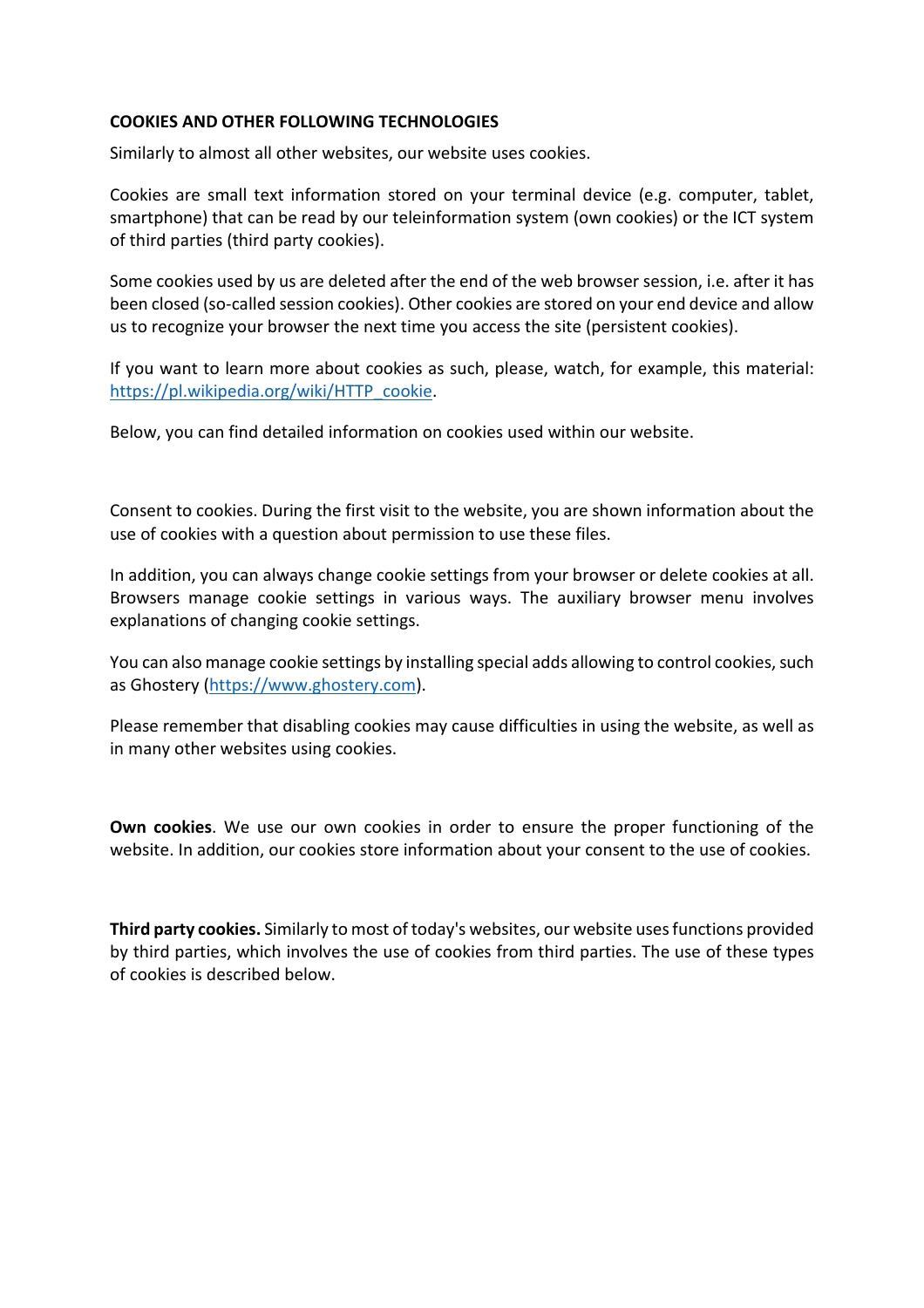**COOKIES AND OTHER FOLLOWING TECHNOLOGIES**

Similarly to almost all other websites, our website uses cookies.

Cookies are small text information stored on your terminal device (e.g. computer, tablet, smartphone) that can be read by our teleinformation system (own cookies) or the ICT system of third parties (third party cookies).

Some cookies used by us are deleted after the end of the web browser session, i.e. after it has been closed (so-called session cookies). Other cookies are stored on your end device and allow us to recognize your browser the next time you access the site (persistent cookies).

If you want to learn more about cookies as such, please, watch, for example, this material: [https://pl.wikipedia.org/wiki/HTTP_cookie](https://pl.wikipedia.org/wiki/HTTP_cookie).

Below, you can find detailed information on cookies used within our website.

Consent to cookies. During the first visit to the website, you are shown information about the use of cookies with a question about permission to use these files.

In addition, you can always change cookie settings from your browser or delete cookies at all. Browsers manage cookie settings in various ways. The auxiliary browser menu involves explanations of changing cookie settings.

You can also manage cookie settings by installing special adds allowing to control cookies, such as Ghostery ([https://www.ghostery.com](https://www.ghostery.com)).

Please remember that disabling cookies may cause difficulties in using the website, as well as in many other websites using cookies.

**Own cookies**. We use our own cookies in order to ensure the proper functioning of the website. In addition, our cookies store information about your consent to the use of cookies.

**Third party cookies.** Similarly to most of today's websites, our website uses functions provided by third parties, which involves the use of cookies from third parties. The use of these types of cookies is described below.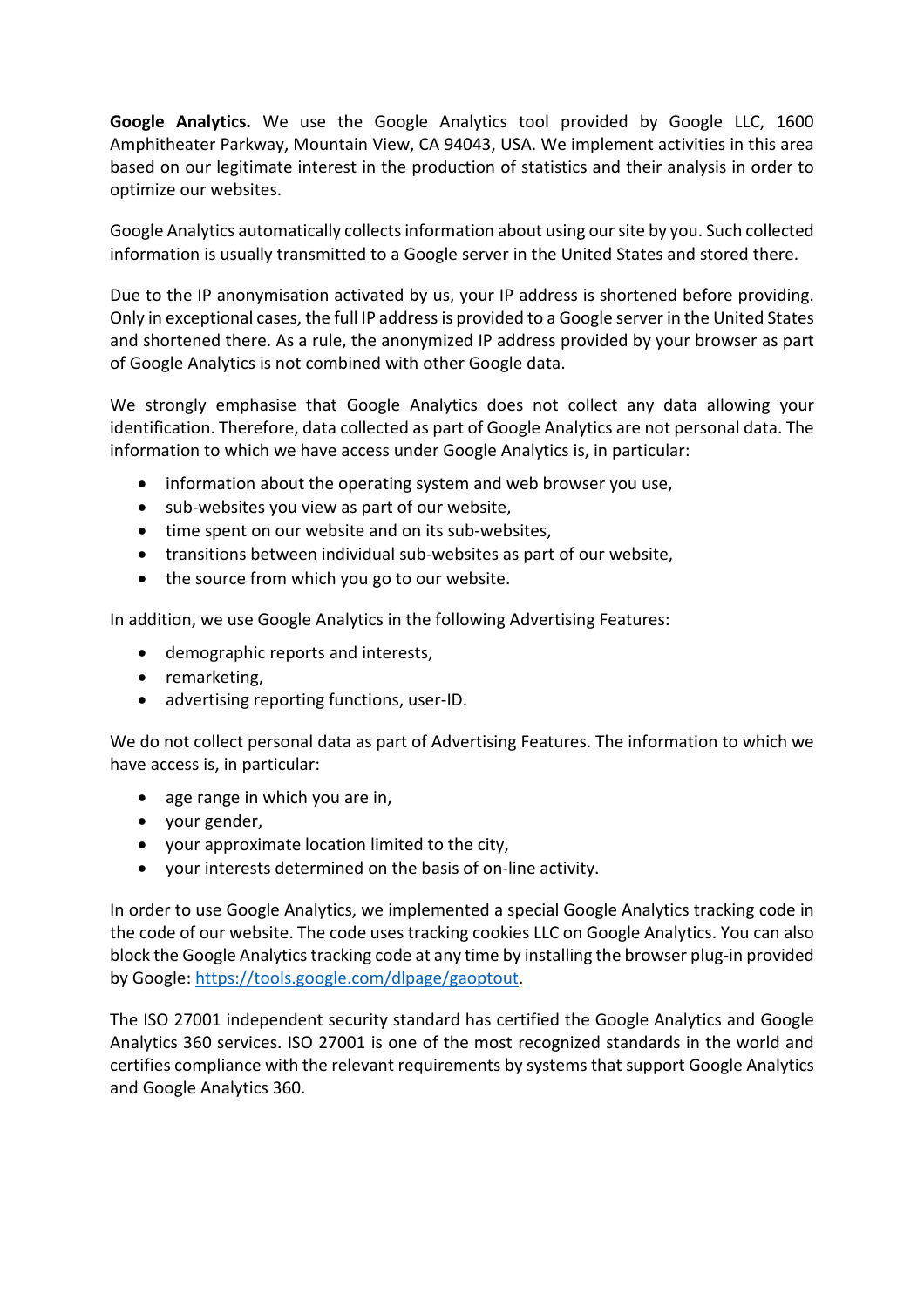**Google Analytics.** We use the Google Analytics tool provided by Google LLC, 1600 Amphitheater Parkway, Mountain View, CA 94043, USA. We implement activities in this area based on our legitimate interest in the production of statistics and their analysis in order to optimize our websites.

Google Analytics automatically collects information about using our site by you. Such collected information is usually transmitted to a Google server in the United States and stored there.

Due to the IP anonymisation activated by us, your IP address is shortened before providing. Only in exceptional cases, the full IP address is provided to a Google server in the United States and shortened there. As a rule, the anonymized IP address provided by your browser as part of Google Analytics is not combined with other Google data.

We strongly emphasise that Google Analytics does not collect any data allowing your identification. Therefore, data collected as part of Google Analytics are not personal data. The information to which we have access under Google Analytics is, in particular:

- information about the operating system and web browser you use,
- sub-websites you view as part of our website,
- time spent on our website and on its sub-websites,
- transitions between individual sub-websites as part of our website,
- the source from which you go to our website.

In addition, we use Google Analytics in the following Advertising Features:

- demographic reports and interests,
- remarketing,
- advertising reporting functions, user-ID.

We do not collect personal data as part of Advertising Features. The information to which we have access is, in particular:

- age range in which you are in,
- your gender,
- your approximate location limited to the city,
- your interests determined on the basis of on-line activity.

In order to use Google Analytics, we implemented a special Google Analytics tracking code in the code of our website. The code uses tracking cookies LLC on Google Analytics. You can also block the Google Analytics tracking code at any time by installing the browser plug-in provided by Google: [https://tools.google.com/dlpage/gaoptout](https://tools.google.com/dlpage/gaoptout).

The ISO 27001 independent security standard has certified the Google Analytics and Google Analytics 360 services. ISO 27001 is one of the most recognized standards in the world and certifies compliance with the relevant requirements by systems that support Google Analytics and Google Analytics 360.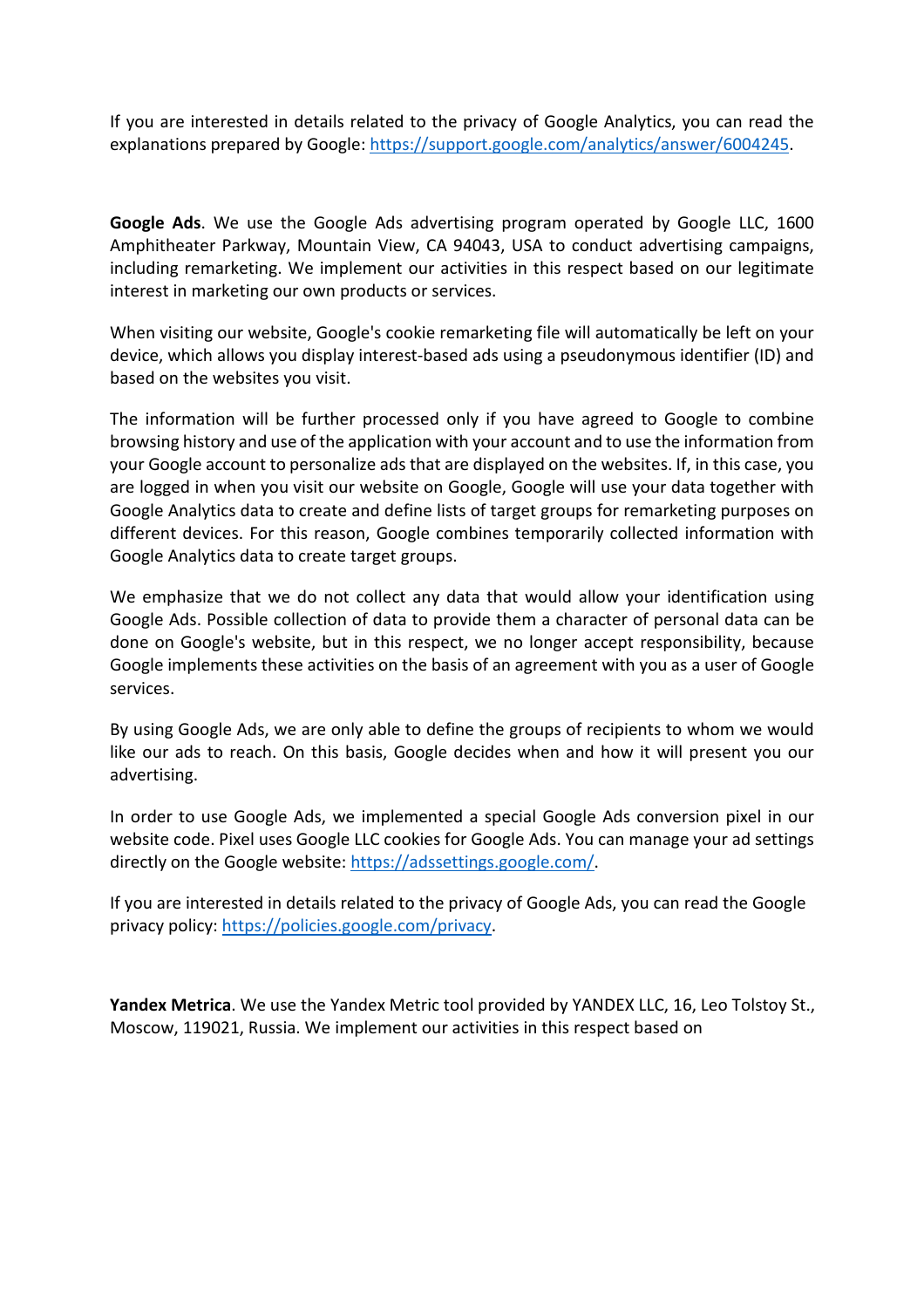If you are interested in details related to the privacy of Google Analytics, you can read the explanations prepared by Google: https://support.google.com/analytics/answer/6004245.

**Google Ads**. We use the Google Ads advertising program operated by Google LLC, 1600 Amphitheater Parkway, Mountain View, CA 94043, USA to conduct advertising campaigns, including remarketing. We implement our activities in this respect based on our legitimate interest in marketing our own products or services.

When visiting our website, Google's cookie remarketing file will automatically be left on your device, which allows you display interest-based ads using a pseudonymous identifier (ID) and based on the websites you visit.

The information will be further processed only if you have agreed to Google to combine browsing history and use of the application with your account and to use the information from your Google account to personalize ads that are displayed on the websites. If, in this case, you are logged in when you visit our website on Google, Google will use your data together with Google Analytics data to create and define lists of target groups for remarketing purposes on different devices. For this reason, Google combines temporarily collected information with Google Analytics data to create target groups.

We emphasize that we do not collect any data that would allow your identification using Google Ads. Possible collection of data to provide them a character of personal data can be done on Google's website, but in this respect, we no longer accept responsibility, because Google implements these activities on the basis of an agreement with you as a user of Google services.

By using Google Ads, we are only able to define the groups of recipients to whom we would like our ads to reach. On this basis, Google decides when and how it will present you our advertising.

In order to use Google Ads, we implemented a special Google Ads conversion pixel in our website code. Pixel uses Google LLC cookies for Google Ads. You can manage your ad settings directly on the Google website: https://adssettings.google.com/.

If you are interested in details related to the privacy of Google Ads, you can read the Google privacy policy: https://policies.google.com/privacy.

**Yandex Metrica**. We use the Yandex Metric tool provided by YANDEX LLC, 16, Leo Tolstoy St., Moscow, 119021, Russia. We implement our activities in this respect based on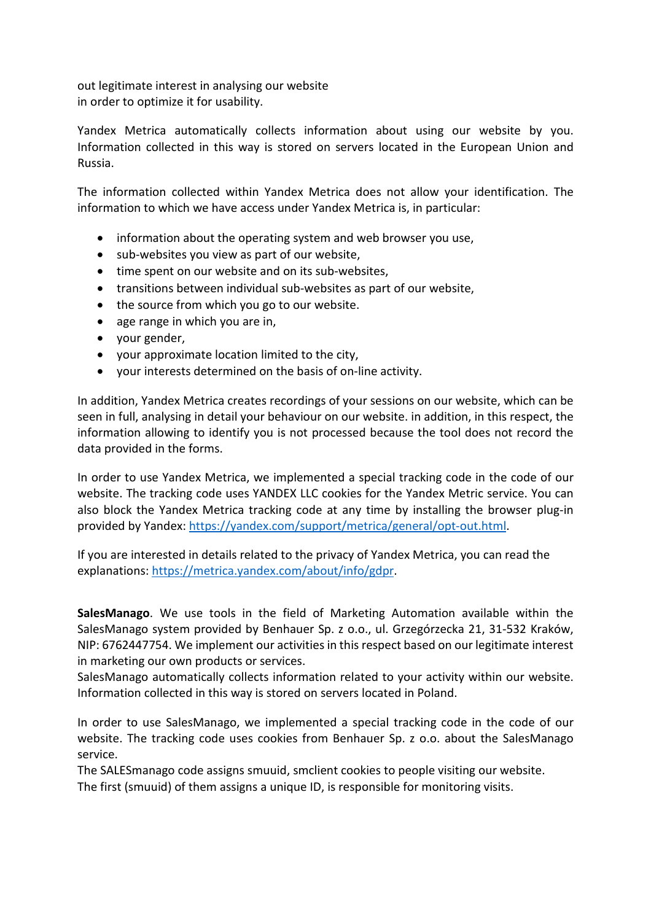out legitimate interest in analysing our website
in order to optimize it for usability.

Yandex Metrica automatically collects information about using our website by you. Information collected in this way is stored on servers located in the European Union and Russia.

The information collected within Yandex Metrica does not allow your identification. The information to which we have access under Yandex Metrica is, in particular:

- information about the operating system and web browser you use,
- sub-websites you view as part of our website,
- time spent on our website and on its sub-websites,
- transitions between individual sub-websites as part of our website,
- the source from which you go to our website.
- age range in which you are in,
- your gender,
- your approximate location limited to the city,
- your interests determined on the basis of on-line activity.

In addition, Yandex Metrica creates recordings of your sessions on our website, which can be seen in full, analysing in detail your behaviour on our website. in addition, in this respect, the information allowing to identify you is not processed because the tool does not record the data provided in the forms.

In order to use Yandex Metrica, we implemented a special tracking code in the code of our website. The tracking code uses YANDEX LLC cookies for the Yandex Metric service. You can also block the Yandex Metrica tracking code at any time by installing the browser plug-in provided by Yandex: https://yandex.com/support/metrica/general/opt-out.html.

If you are interested in details related to the privacy of Yandex Metrica, you can read the explanations: https://metrica.yandex.com/about/info/gdpr.

**SalesManago**. We use tools in the field of Marketing Automation available within the SalesManago system provided by Benhauer Sp. z o.o., ul. Grzegórzecka 21, 31-532 Kraków, NIP: 6762447754. We implement our activities in this respect based on our legitimate interest in marketing our own products or services.
SalesManago automatically collects information related to your activity within our website. Information collected in this way is stored on servers located in Poland.

In order to use SalesManago, we implemented a special tracking code in the code of our website. The tracking code uses cookies from Benhauer Sp. z o.o. about the SalesManago service.
The SALESmanago code assigns smuuid, smclient cookies to people visiting our website.
The first (smuuid) of them assigns a unique ID, is responsible for monitoring visits.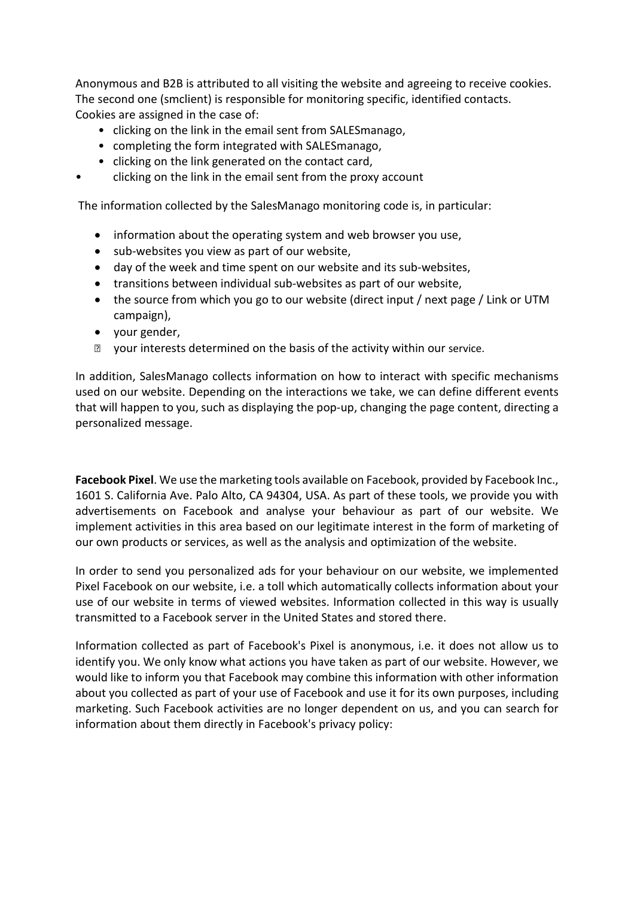Anonymous and B2B is attributed to all visiting the website and agreeing to receive cookies. The second one (smclient) is responsible for monitoring specific, identified contacts. Cookies are assigned in the case of:

- clicking on the link in the email sent from SALESmanago,
- completing the form integrated with SALESmanago,
- clicking on the link generated on the contact card,
- clicking on the link in the email sent from the proxy account

The information collected by the SalesManago monitoring code is, in particular:

- information about the operating system and web browser you use,
- sub-websites you view as part of our website,
- day of the week and time spent on our website and its sub-websites,
- transitions between individual sub-websites as part of our website,
- the source from which you go to our website (direct input / next page / Link or UTM campaign),
- your gender,
- your interests determined on the basis of the activity within our service.

In addition, SalesManago collects information on how to interact with specific mechanisms used on our website. Depending on the interactions we take, we can define different events that will happen to you, such as displaying the pop-up, changing the page content, directing a personalized message.

**Facebook Pixel**. We use the marketing tools available on Facebook, provided by Facebook Inc., 1601 S. California Ave. Palo Alto, CA 94304, USA. As part of these tools, we provide you with advertisements on Facebook and analyse your behaviour as part of our website. We implement activities in this area based on our legitimate interest in the form of marketing of our own products or services, as well as the analysis and optimization of the website.

In order to send you personalized ads for your behaviour on our website, we implemented Pixel Facebook on our website, i.e. a toll which automatically collects information about your use of our website in terms of viewed websites. Information collected in this way is usually transmitted to a Facebook server in the United States and stored there.

Information collected as part of Facebook's Pixel is anonymous, i.e. it does not allow us to identify you. We only know what actions you have taken as part of our website. However, we would like to inform you that Facebook may combine this information with other information about you collected as part of your use of Facebook and use it for its own purposes, including marketing. Such Facebook activities are no longer dependent on us, and you can search for information about them directly in Facebook's privacy policy: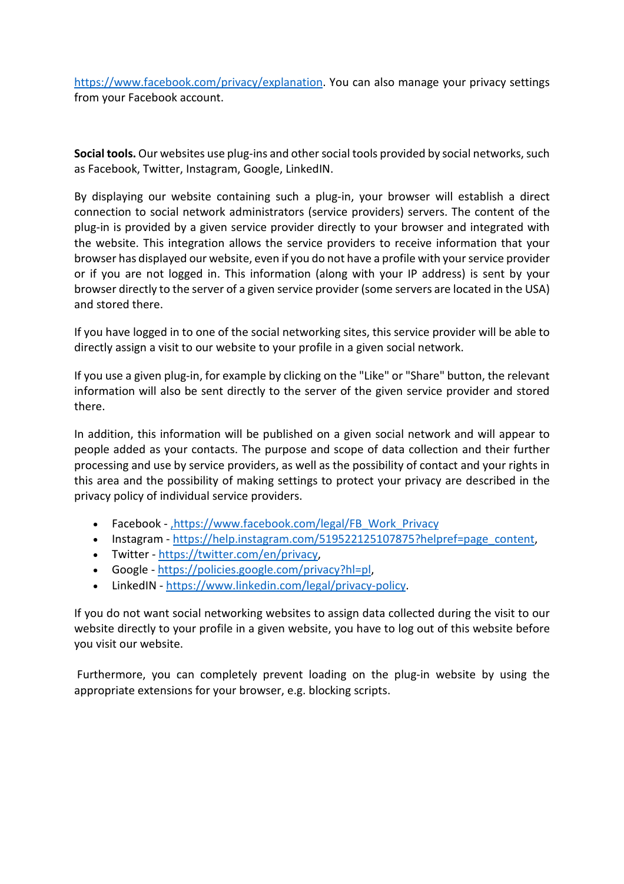https://www.facebook.com/privacy/explanation. You can also manage your privacy settings from your Facebook account.

**Social tools.** Our websites use plug-ins and other social tools provided by social networks, such as Facebook, Twitter, Instagram, Google, LinkedIN.

By displaying our website containing such a plug-in, your browser will establish a direct connection to social network administrators (service providers) servers. The content of the plug-in is provided by a given service provider directly to your browser and integrated with the website. This integration allows the service providers to receive information that your browser has displayed our website, even if you do not have a profile with your service provider or if you are not logged in. This information (along with your IP address) is sent by your browser directly to the server of a given service provider (some servers are located in the USA) and stored there.

If you have logged in to one of the social networking sites, this service provider will be able to directly assign a visit to our website to your profile in a given social network.

If you use a given plug-in, for example by clicking on the "Like" or "Share" button, the relevant information will also be sent directly to the server of the given service provider and stored there.

In addition, this information will be published on a given social network and will appear to people added as your contacts. The purpose and scope of data collection and their further processing and use by service providers, as well as the possibility of contact and your rights in this area and the possibility of making settings to protect your privacy are described in the privacy policy of individual service providers.

- Facebook - ,https://www.facebook.com/legal/FB_Work_Privacy
- Instagram - https://help.instagram.com/519522125107875?helpref=page_content,
- Twitter - https://twitter.com/en/privacy,
- Google - https://policies.google.com/privacy?hl=pl,
- LinkedIN - https://www.linkedin.com/legal/privacy-policy.

If you do not want social networking websites to assign data collected during the visit to our website directly to your profile in a given website, you have to log out of this website before you visit our website.

Furthermore, you can completely prevent loading on the plug-in website by using the appropriate extensions for your browser, e.g. blocking scripts.